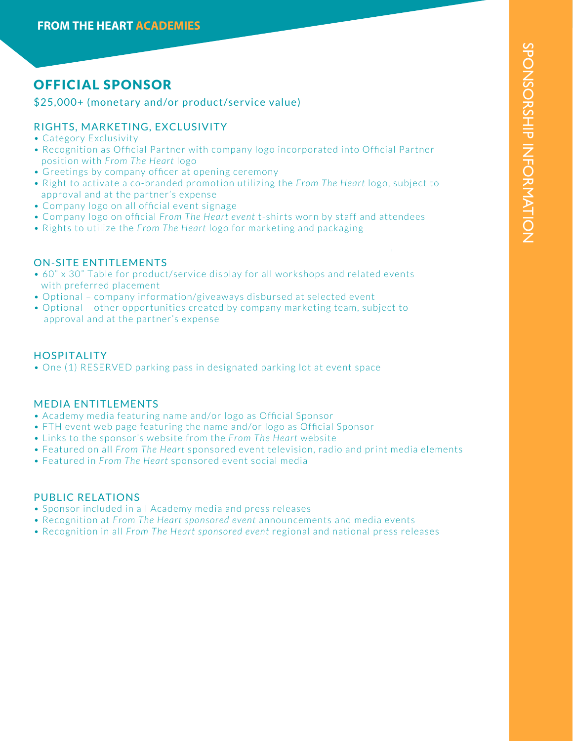FROM THE HEART ACADEMIES

# OFFICIAL SPONSOR

$25,000+ (monetary and/or product/service value)

## RIGHTS, MARKETING, EXCLUSIVITY

- Category Exclusivity
- Recognition as Official Partner with company logo incorporated into Official Partner position with *From The Heart* logo
- Greetings by company officer at opening ceremony
- Right to activate a co-branded promotion utilizing the *From The Heart* logo, subject to approval and at the partner's expense
- Company logo on all official event signage
- Company logo on official *From The Heart event* t-shirts worn by staff and attendees
- Rights to utilize the *From The Heart* logo for marketing and packaging

## ON-SITE ENTITLEMENTS

- 60" x 30" Table for product/service display for all workshops and related events with preferred placement
- Optional – company information/giveaways disbursed at selected event
- Optional – other opportunities created by company marketing team, subject to approval and at the partner's expense

## HOSPITALITY

- One (1) RESERVED parking pass in designated parking lot at event space

## MEDIA ENTITLEMENTS

- Academy media featuring name and/or logo as Official Sponsor
- FTH event web page featuring the name and/or logo as Official Sponsor
- Links to the sponsor's website from the *From The Heart* website
- Featured on all *From The Heart* sponsored event television, radio and print media elements
- Featured in *From The Heart* sponsored event social media

## PUBLIC RELATIONS

- Sponsor included in all Academy media and press releases
- Recognition at *From The Heart sponsored event* announcements and media events
- Recognition in all *From The Heart sponsored event* regional and national press releases

SPONSORSHIP INFORMATION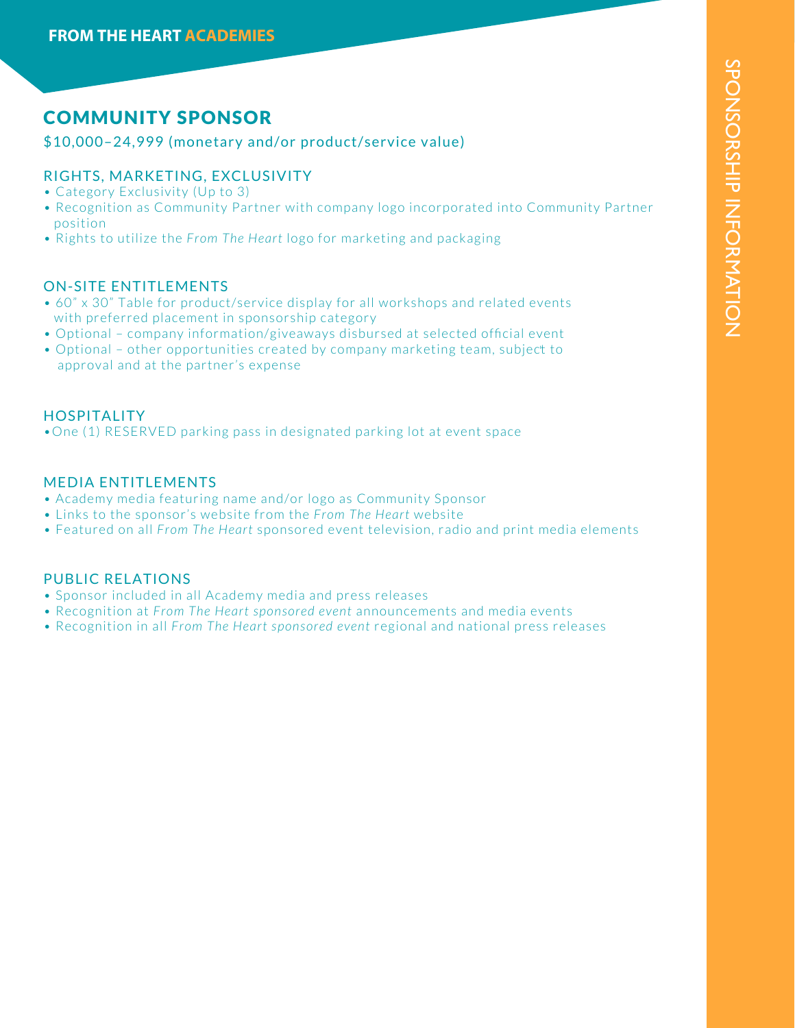## COMMUNITY SPONSOR

$10,000–24,999 (monetary and/or product/service value)

### RIGHTS, MARKETING, EXCLUSIVITY

- Category Exclusivity (Up to 3)
- Recognition as Community Partner with company logo incorporated into Community Partner position
- Rights to utilize the *From The Heart* logo for marketing and packaging

### ON-SITE ENTITLEMENTS

- 60" x 30" Table for product/service display for all workshops and related events with preferred placement in sponsorship category
- Optional – company information/giveaways disbursed at selected official event
- Optional – other opportunities created by company marketing team, subject to approval and at the partner's expense

### HOSPITALITY

- One (1) RESERVED parking pass in designated parking lot at event space

### MEDIA ENTITLEMENTS

- Academy media featuring name and/or logo as Community Sponsor
- Links to the sponsor's website from the *From The Heart* website
- Featured on all *From The Heart* sponsored event television, radio and print media elements

### PUBLIC RELATIONS

- Sponsor included in all Academy media and press releases
- Recognition at *From The Heart sponsored event* announcements and media events
- Recognition in all *From The Heart sponsored event* regional and national press releases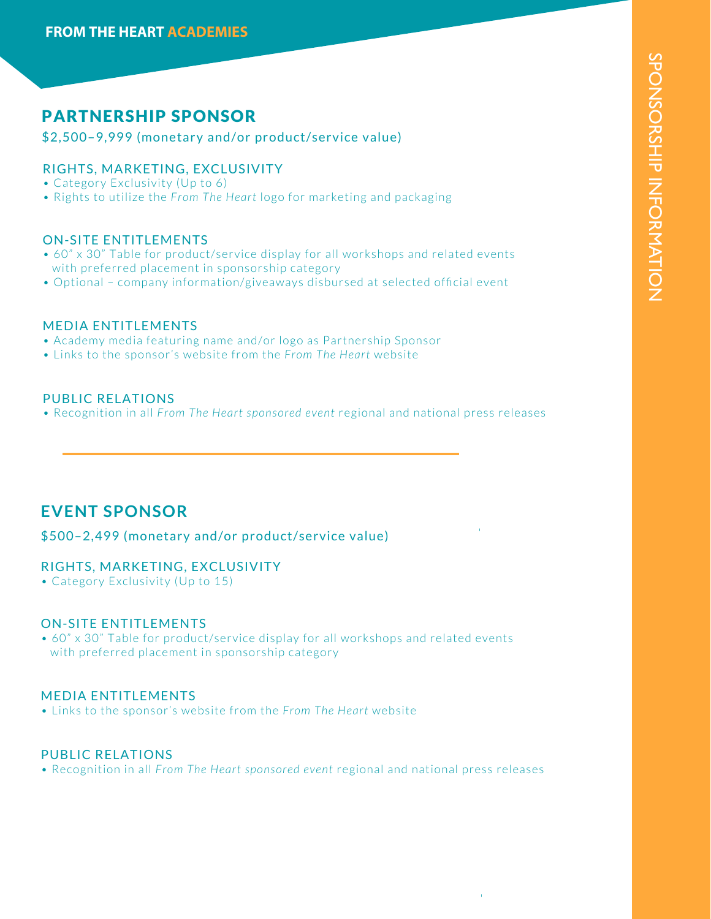## PARTNERSHIP SPONSOR

$2,500–9,999 (monetary and/or product/service value)

### RIGHTS, MARKETING, EXCLUSIVITY

- Category Exclusivity (Up to 6)
- Rights to utilize the *From The Heart* logo for marketing and packaging

### ON-SITE ENTITLEMENTS

- 60" x 30" Table for product/service display for all workshops and related events with preferred placement in sponsorship category
- Optional – company information/giveaways disbursed at selected official event

### MEDIA ENTITLEMENTS

- Academy media featuring name and/or logo as Partnership Sponsor
- Links to the sponsor's website from the *From The Heart* website

### PUBLIC RELATIONS

- Recognition in all *From The Heart sponsored event* regional and national press releases

## EVENT SPONSOR

$500–2,499 (monetary and/or product/service value)

### RIGHTS, MARKETING, EXCLUSIVITY

- Category Exclusivity (Up to 15)

### ON-SITE ENTITLEMENTS

- 60" x 30" Table for product/service display for all workshops and related events with preferred placement in sponsorship category

### MEDIA ENTITLEMENTS

- Links to the sponsor's website from the *From The Heart* website

### PUBLIC RELATIONS

- Recognition in all *From The Heart sponsored event* regional and national press releases